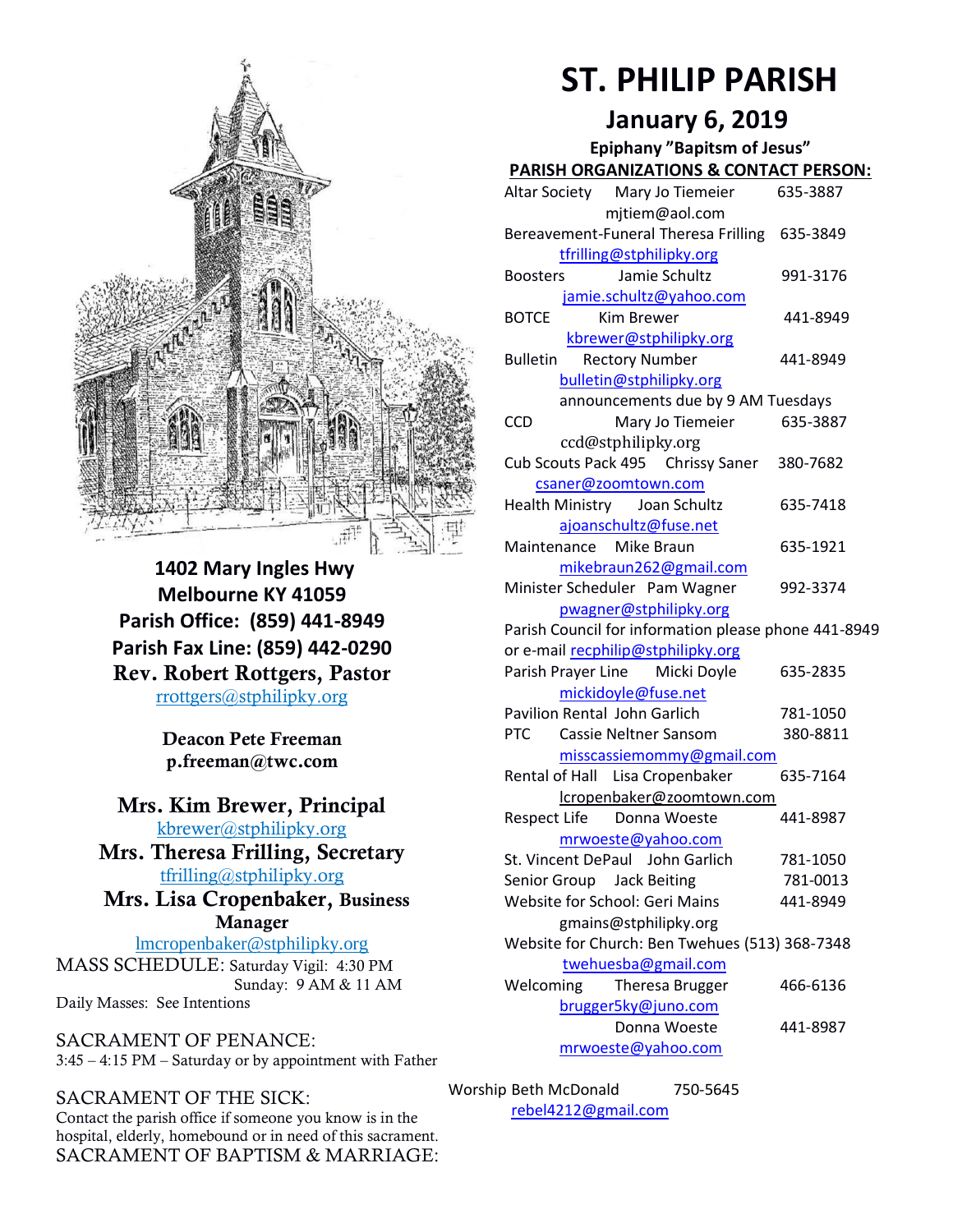# ST. PHILIP PARISH

## January 6, 2019

### Epiphany "Bapitsm of Jesus"

**PARISH ORGANIZATIONS & CONTACT PERSON:**

Altar Society Mary Jo Tiemeier 635-3887
mjtiem@aol.com

Bereavement-Funeral Theresa Frilling 635-3849
tfrilling@stphilipky.org

Boosters Jamie Schultz 991-3176
jamie.schultz@yahoo.com

BOTCE Kim Brewer 441-8949
kbrewer@stphilipky.org

Bulletin Rectory Number 441-8949
bulletin@stphilipky.org
announcements due by 9 AM Tuesdays

CCD Mary Jo Tiemeier 635-3887
ccd@stphilipky.org

Cub Scouts Pack 495 Chrissy Saner 380-7682
csaner@zoomtown.com

Health Ministry Joan Schultz 635-7418
ajoanschultz@fuse.net

Maintenance Mike Braun 635-1921
mikebraun262@gmail.com

Minister Scheduler Pam Wagner 992-3374
pwagner@stphilipky.org

Parish Council for information please phone 441-8949 or e-mail recphilip@stphilipky.org

Parish Prayer Line Micki Doyle 635-2835
mickidoyle@fuse.net

Pavilion Rental John Garlich 781-1050

PTC Cassie Neltner Sansom 380-8811
misscassiemommy@gmail.com

Rental of Hall Lisa Cropenbaker 635-7164
lcropenbaker@zoomtown.com

Respect Life Donna Woeste 441-8987
mrwoeste@yahoo.com

St. Vincent DePaul John Garlich 781-1050

Senior Group Jack Beiting 781-0013

Website for School: Geri Mains 441-8949
gmains@stphilipky.org

Website for Church: Ben Twehues (513) 368-7348
twehuesba@gmail.com

Welcoming Theresa Brugger 466-6136
brugger5ky@juno.com
Donna Woeste 441-8987
mrwoeste@yahoo.com

Worship Beth McDonald 750-5645
rebel4212@gmail.com

**1402 Mary Ingles Hwy**
**Melbourne KY 41059**
**Parish Office: (859) 441-8949**
**Parish Fax Line: (859) 442-0290**
**Rev. Robert Rottgers, Pastor**
rrottgers@stphilipky.org

**Deacon Pete Freeman**
**p.freeman@twc.com**

**Mrs. Kim Brewer, Principal**
kbrewer@stphilipky.org
**Mrs. Theresa Frilling, Secretary**
tfrilling@stphilipky.org
**Mrs. Lisa Cropenbaker, Business Manager**
lmcropenbaker@stphilipky.org

MASS SCHEDULE: Saturday Vigil: 4:30 PM
Sunday: 9 AM & 11 AM
Daily Masses: See Intentions

SACRAMENT OF PENANCE:
3:45 – 4:15 PM – Saturday or by appointment with Father

SACRAMENT OF THE SICK:
Contact the parish office if someone you know is in the hospital, elderly, homebound or in need of this sacrament.

SACRAMENT OF BAPTISM & MARRIAGE: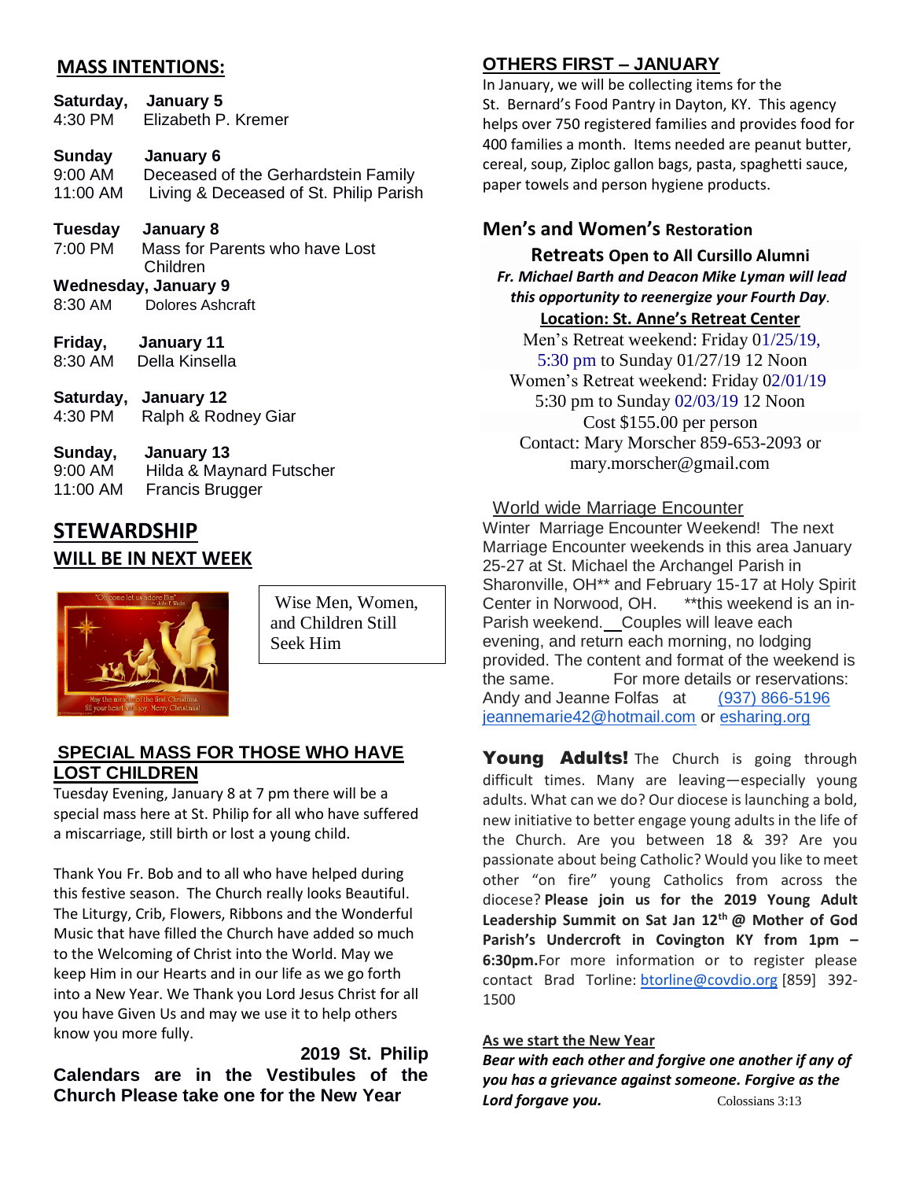## MASS INTENTIONS:

**Saturday, January 5**
4:30 PM Elizabeth P. Kremer

**Sunday January 6**
9:00 AM Deceased of the Gerhardstein Family
11:00 AM Living & Deceased of St. Philip Parish

**Tuesday January 8**
7:00 PM Mass for Parents who have Lost Children

**Wednesday, January 9**
8:30 AM Dolores Ashcraft

**Friday, January 11**
8:30 AM Della Kinsella

**Saturday, January 12**
4:30 PM Ralph & Rodney Giar

**Sunday, January 13**
9:00 AM Hilda & Maynard Futscher
11:00 AM Francis Brugger

## STEWARDSHIP WILL BE IN NEXT WEEK

Wise Men, Women, and Children Still Seek Him

## SPECIAL MASS FOR THOSE WHO HAVE LOST CHILDREN

Tuesday Evening, January 8 at 7 pm there will be a special mass here at St. Philip for all who have suffered a miscarriage, still birth or lost a young child.

Thank You Fr. Bob and to all who have helped during this festive season. The Church really looks Beautiful. The Liturgy, Crib, Flowers, Ribbons and the Wonderful Music that have filled the Church have added so much to the Welcoming of Christ into the World. May we keep Him in our Hearts and in our life as we go forth into a New Year. We Thank you Lord Jesus Christ for all you have Given Us and may we use it to help others know you more fully.

**2019 St. Philip Calendars are in the Vestibules of the Church Please take one for the New Year**

## OTHERS FIRST – JANUARY

In January, we will be collecting items for the St. Bernard's Food Pantry in Dayton, KY. This agency helps over 750 registered families and provides food for 400 families a month. Items needed are peanut butter, cereal, soup, Ziploc gallon bags, pasta, spaghetti sauce, paper towels and person hygiene products.

## Men's and Women's Restoration Retreats Open to All Cursillo Alumni

***Fr. Michael Barth and Deacon Mike Lyman will lead this opportunity to reenergize your Fourth Day*.**

**Location: St. Anne's Retreat Center**

Men's Retreat weekend: Friday 01/25/19, 5:30 pm to Sunday 01/27/19 12 Noon
Women's Retreat weekend: Friday 02/01/19 5:30 pm to Sunday 02/03/19 12 Noon
Cost $155.00 per person
Contact: Mary Morscher 859-653-2093 or mary.morscher@gmail.com

## World wide Marriage Encounter

Winter Marriage Encounter Weekend! The next Marriage Encounter weekends in this area January 25-27 at St. Michael the Archangel Parish in Sharonville, OH** and February 15-17 at Holy Spirit Center in Norwood, OH. **this weekend is an in-Parish weekend. Couples will leave each evening, and return each morning, no lodging provided. The content and format of the weekend is the same. For more details or reservations: Andy and Jeanne Folfas at (937) 866-5196 jeannemarie42@hotmail.com or esharing.org

**Young Adults!** The Church is going through difficult times. Many are leaving—especially young adults. What can we do? Our diocese is launching a bold, new initiative to better engage young adults in the life of the Church. Are you between 18 & 39? Are you passionate about being Catholic? Would you like to meet other "on fire" young Catholics from across the diocese? **Please join us for the 2019 Young Adult Leadership Summit on Sat Jan 12th @ Mother of God Parish's Undercroft in Covington KY from 1pm – 6:30pm.** For more information or to register please contact Brad Torline: btorline@covdio.org [859] 392-1500

**As we start the New Year**

***Bear with each other and forgive one another if any of you has a grievance against someone. Forgive as the Lord forgave you.*** Colossians 3:13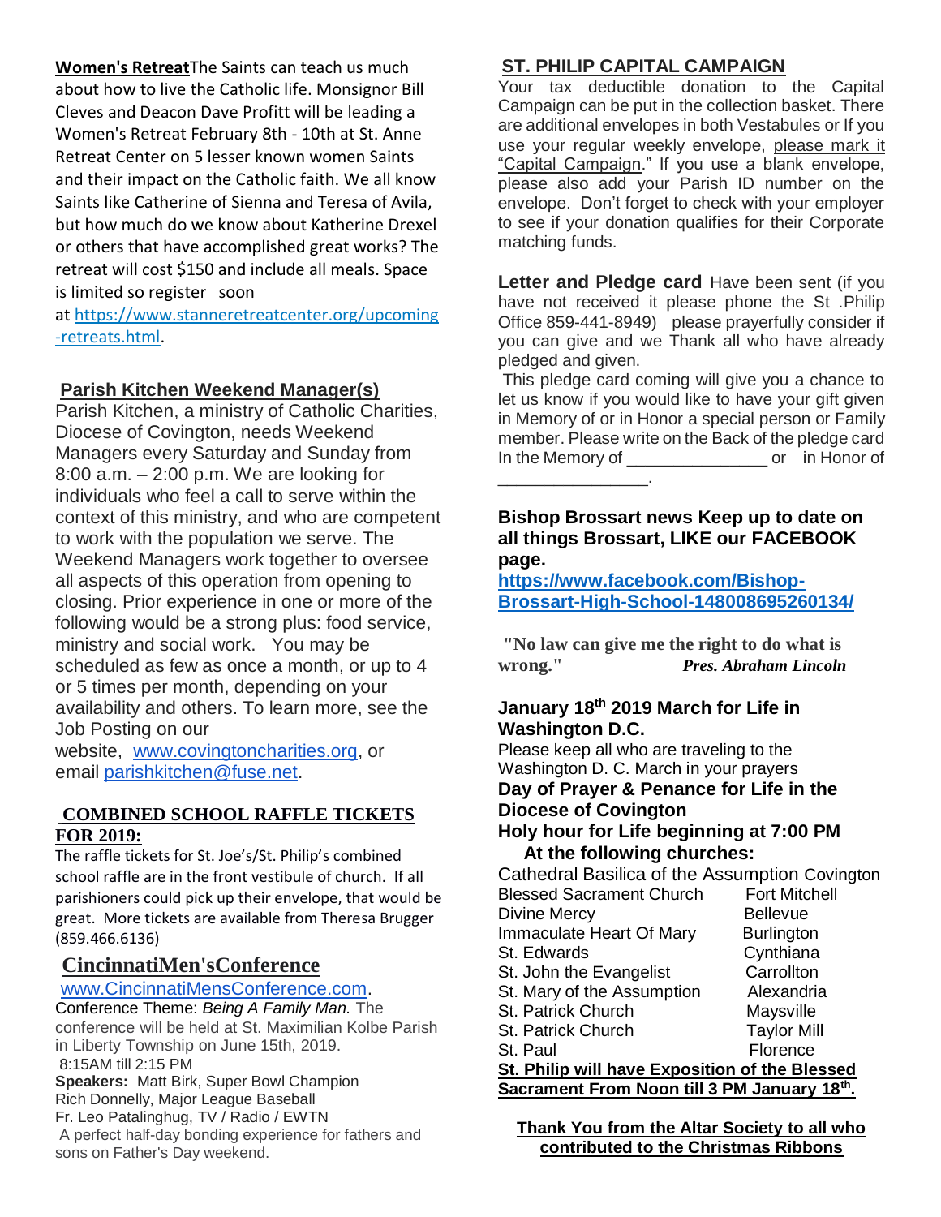**Women's Retreat**The Saints can teach us much about how to live the Catholic life. Monsignor Bill Cleves and Deacon Dave Profitt will be leading a Women's Retreat February 8th - 10th at St. Anne Retreat Center on 5 lesser known women Saints and their impact on the Catholic faith. We all know Saints like Catherine of Sienna and Teresa of Avila, but how much do we know about Katherine Drexel or others that have accomplished great works? The retreat will cost $150 and include all meals. Space is limited so register soon at https://www.stanneretreatcenter.org/upcoming-retreats.html.

## Parish Kitchen Weekend Manager(s)

Parish Kitchen, a ministry of Catholic Charities, Diocese of Covington, needs Weekend Managers every Saturday and Sunday from 8:00 a.m. – 2:00 p.m. We are looking for individuals who feel a call to serve within the context of this ministry, and who are competent to work with the population we serve. The Weekend Managers work together to oversee all aspects of this operation from opening to closing. Prior experience in one or more of the following would be a strong plus: food service, ministry and social work. You may be scheduled as few as once a month, or up to 4 or 5 times per month, depending on your availability and others. To learn more, see the Job Posting on our website, www.covingtoncharities.org, or email parishkitchen@fuse.net.

## COMBINED SCHOOL RAFFLE TICKETS FOR 2019:

The raffle tickets for St. Joe's/St. Philip's combined school raffle are in the front vestibule of church. If all parishioners could pick up their envelope, that would be great. More tickets are available from Theresa Brugger (859.466.6136)

## CincinnatiMen'sConference

www.CincinnatiMensConference.com.
Conference Theme: *Being A Family Man.* The conference will be held at St. Maximilian Kolbe Parish in Liberty Township on June 15th, 2019.
8:15AM till 2:15 PM
**Speakers:** Matt Birk, Super Bowl Champion
Rich Donnelly, Major League Baseball
Fr. Leo Patalinghug, TV / Radio / EWTN
A perfect half-day bonding experience for fathers and sons on Father's Day weekend.

## ST. PHILIP CAPITAL CAMPAIGN

Your tax deductible donation to the Capital Campaign can be put in the collection basket. There are additional envelopes in both Vestabules or If you use your regular weekly envelope, please mark it "Capital Campaign." If you use a blank envelope, please also add your Parish ID number on the envelope. Don't forget to check with your employer to see if your donation qualifies for their Corporate matching funds.

**Letter and Pledge card** Have been sent (if you have not received it please phone the St .Philip Office 859-441-8949) please prayerfully consider if you can give and we Thank all who have already pledged and given.

This pledge card coming will give you a chance to let us know if you would like to have your gift given in Memory of or in Honor of a special person or Family member. Please write on the Back of the pledge card In the Memory of _______________ or in Honor of _______________.

**Bishop Brossart news Keep up to date on all things Brossart, LIKE our FACEBOOK page.**
**https://www.facebook.com/Bishop-Brossart-High-School-148008695260134/**

**"No law can give me the right to do what is wrong."** ***Pres. Abraham Lincoln***

**January 18th 2019 March for Life in Washington D.C.**
Please keep all who are traveling to the Washington D. C. March in your prayers
**Day of Prayer & Penance for Life in the Diocese of Covington**
**Holy hour for Life beginning at 7:00 PM**
**At the following churches:**

| | |
|---|---|
| Cathedral Basilica of the Assumption | Covington |
| Blessed Sacrament Church | Fort Mitchell |
| Divine Mercy | Bellevue |
| Immaculate Heart Of Mary | Burlington |
| St. Edwards | Cynthiana |
| St. John the Evangelist | Carrollton |
| St. Mary of the Assumption | Alexandria |
| St. Patrick Church | Maysville |
| St. Patrick Church | Taylor Mill |
| St. Paul | Florence |

**St. Philip will have Exposition of the Blessed Sacrament From Noon till 3 PM January 18th.**

**Thank You from the Altar Society to all who contributed to the Christmas Ribbons**